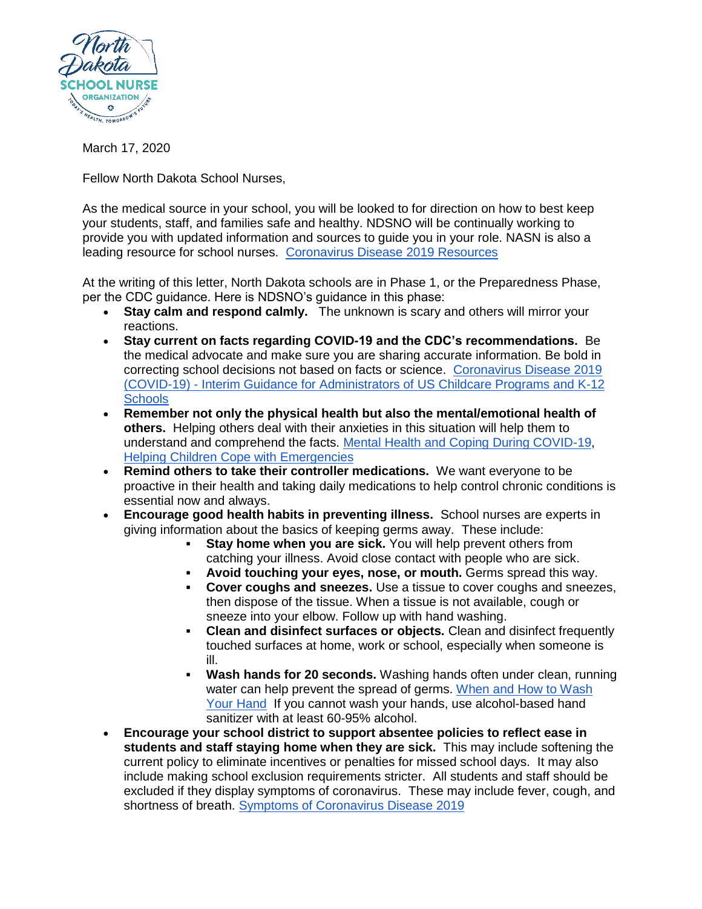March 17, 2020

Fellow North Dakota School Nurses,

As the medical source in your school, you will be looked to for direction on how to best keep your students, staff, and families safe and healthy. NDSNO will be continually working to provide you with updated information and sources to guide you in your role. NASN is also a leading resource for school nurses. Coronavirus Disease 2019 Resources

At the writing of this letter, North Dakota schools are in Phase 1, or the Preparedness Phase, per the CDC guidance. Here is NDSNO's guidance in this phase:

- **Stay calm and respond calmly.** The unknown is scary and others will mirror your reactions.
- **Stay current on facts regarding COVID-19 and the CDC's recommendations.** Be the medical advocate and make sure you are sharing accurate information. Be bold in correcting school decisions not based on facts or science. Coronavirus Disease 2019 (COVID-19) - Interim Guidance for Administrators of US Childcare Programs and K-12 Schools
- **Remember not only the physical health but also the mental/emotional health of others.** Helping others deal with their anxieties in this situation will help them to understand and comprehend the facts. Mental Health and Coping During COVID-19, Helping Children Cope with Emergencies
- **Remind others to take their controller medications.** We want everyone to be proactive in their health and taking daily medications to help control chronic conditions is essential now and always.
- **Encourage good health habits in preventing illness.** School nurses are experts in giving information about the basics of keeping germs away. These include:
  - **Stay home when you are sick.** You will help prevent others from catching your illness. Avoid close contact with people who are sick.
  - **Avoid touching your eyes, nose, or mouth.** Germs spread this way.
  - **Cover coughs and sneezes.** Use a tissue to cover coughs and sneezes, then dispose of the tissue. When a tissue is not available, cough or sneeze into your elbow. Follow up with hand washing.
  - **Clean and disinfect surfaces or objects.** Clean and disinfect frequently touched surfaces at home, work or school, especially when someone is ill.
  - **Wash hands for 20 seconds.** Washing hands often under clean, running water can help prevent the spread of germs. When and How to Wash Your Hand If you cannot wash your hands, use alcohol-based hand sanitizer with at least 60-95% alcohol.
- **Encourage your school district to support absentee policies to reflect ease in students and staff staying home when they are sick.** This may include softening the current policy to eliminate incentives or penalties for missed school days. It may also include making school exclusion requirements stricter. All students and staff should be excluded if they display symptoms of coronavirus. These may include fever, cough, and shortness of breath. Symptoms of Coronavirus Disease 2019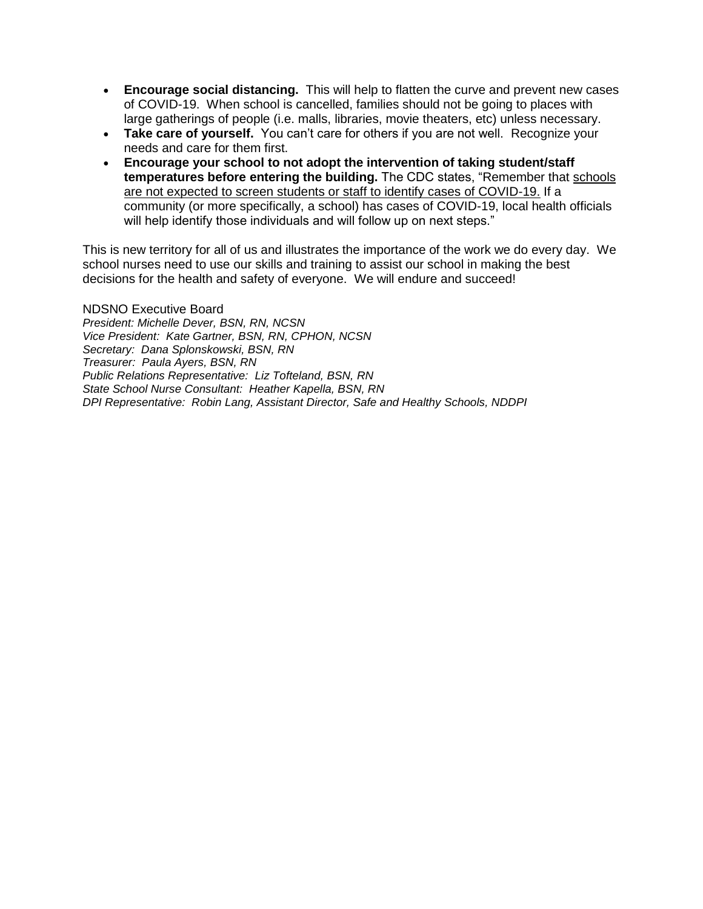- **Encourage social distancing.** This will help to flatten the curve and prevent new cases of COVID-19. When school is cancelled, families should not be going to places with large gatherings of people (i.e. malls, libraries, movie theaters, etc) unless necessary.
- **Take care of yourself.** You can't care for others if you are not well. Recognize your needs and care for them first.
- **Encourage your school to not adopt the intervention of taking student/staff temperatures before entering the building.** The CDC states, "Remember that schools are not expected to screen students or staff to identify cases of COVID-19. If a community (or more specifically, a school) has cases of COVID-19, local health officials will help identify those individuals and will follow up on next steps."

This is new territory for all of us and illustrates the importance of the work we do every day. We school nurses need to use our skills and training to assist our school in making the best decisions for the health and safety of everyone. We will endure and succeed!

NDSNO Executive Board
*President: Michelle Dever, BSN, RN, NCSN*
*Vice President: Kate Gartner, BSN, RN, CPHON, NCSN*
*Secretary: Dana Splonskowski, BSN, RN*
*Treasurer: Paula Ayers, BSN, RN*
*Public Relations Representative: Liz Tofteland, BSN, RN*
*State School Nurse Consultant: Heather Kapella, BSN, RN*
*DPI Representative: Robin Lang, Assistant Director, Safe and Healthy Schools, NDDPI*